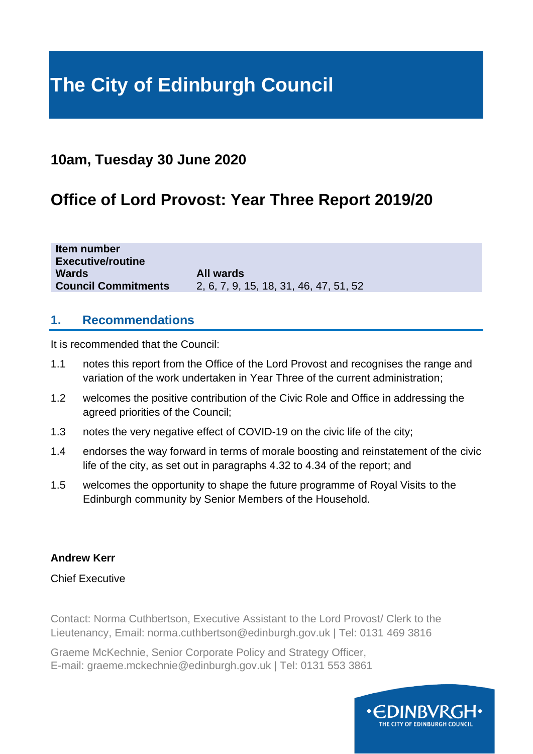# The City of Edinburgh Council

## 10am, Tuesday 30 June 2020

## Office of Lord Provost: Year Three Report 2019/20

| | |
|---|---|
| **Item number** | |
| **Executive/routine** | |
| **Wards** | **All wards** |
| **Council Commitments** | 2, 6, 7, 9, 15, 18, 31, 46, 47, 51, 52 |

## 1. Recommendations

It is recommended that the Council:

1.1 notes this report from the Office of the Lord Provost and recognises the range and variation of the work undertaken in Year Three of the current administration;

1.2 welcomes the positive contribution of the Civic Role and Office in addressing the agreed priorities of the Council;

1.3 notes the very negative effect of COVID-19 on the civic life of the city;

1.4 endorses the way forward in terms of morale boosting and reinstatement of the civic life of the city, as set out in paragraphs 4.32 to 4.34 of the report; and

1.5 welcomes the opportunity to shape the future programme of Royal Visits to the Edinburgh community by Senior Members of the Household.

**Andrew Kerr**

Chief Executive

Contact: Norma Cuthbertson, Executive Assistant to the Lord Provost/ Clerk to the Lieutenancy, Email: norma.cuthbertson@edinburgh.gov.uk | Tel: 0131 469 3816

Graeme McKechnie, Senior Corporate Policy and Strategy Officer,
E-mail: graeme.mckechnie@edinburgh.gov.uk | Tel: 0131 553 3861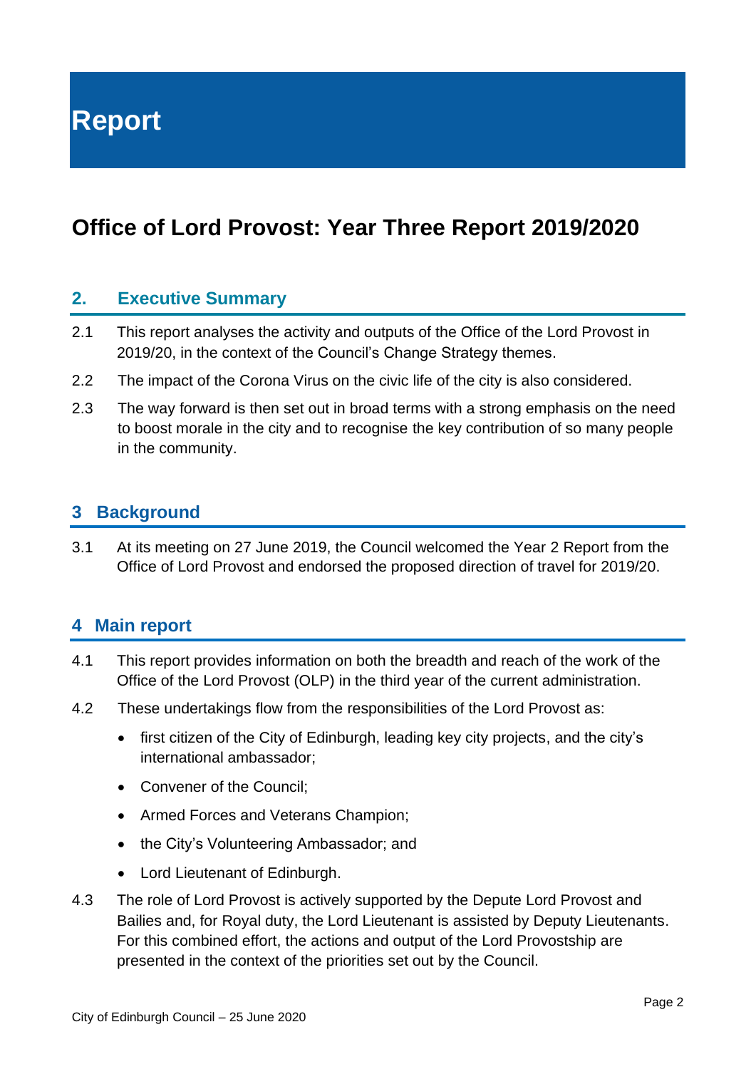# Report

## Office of Lord Provost: Year Three Report 2019/2020

### 2. Executive Summary

2.1 This report analyses the activity and outputs of the Office of the Lord Provost in 2019/20, in the context of the Council's Change Strategy themes.

2.2 The impact of the Corona Virus on the civic life of the city is also considered.

2.3 The way forward is then set out in broad terms with a strong emphasis on the need to boost morale in the city and to recognise the key contribution of so many people in the community.

### 3 Background

3.1 At its meeting on 27 June 2019, the Council welcomed the Year 2 Report from the Office of Lord Provost and endorsed the proposed direction of travel for 2019/20.

### 4 Main report

4.1 This report provides information on both the breadth and reach of the work of the Office of the Lord Provost (OLP) in the third year of the current administration.

4.2 These undertakings flow from the responsibilities of the Lord Provost as:

- first citizen of the City of Edinburgh, leading key city projects, and the city's international ambassador;
- Convener of the Council;
- Armed Forces and Veterans Champion;
- the City's Volunteering Ambassador; and
- Lord Lieutenant of Edinburgh.

4.3 The role of Lord Provost is actively supported by the Depute Lord Provost and Bailies and, for Royal duty, the Lord Lieutenant is assisted by Deputy Lieutenants. For this combined effort, the actions and output of the Lord Provostship are presented in the context of the priorities set out by the Council.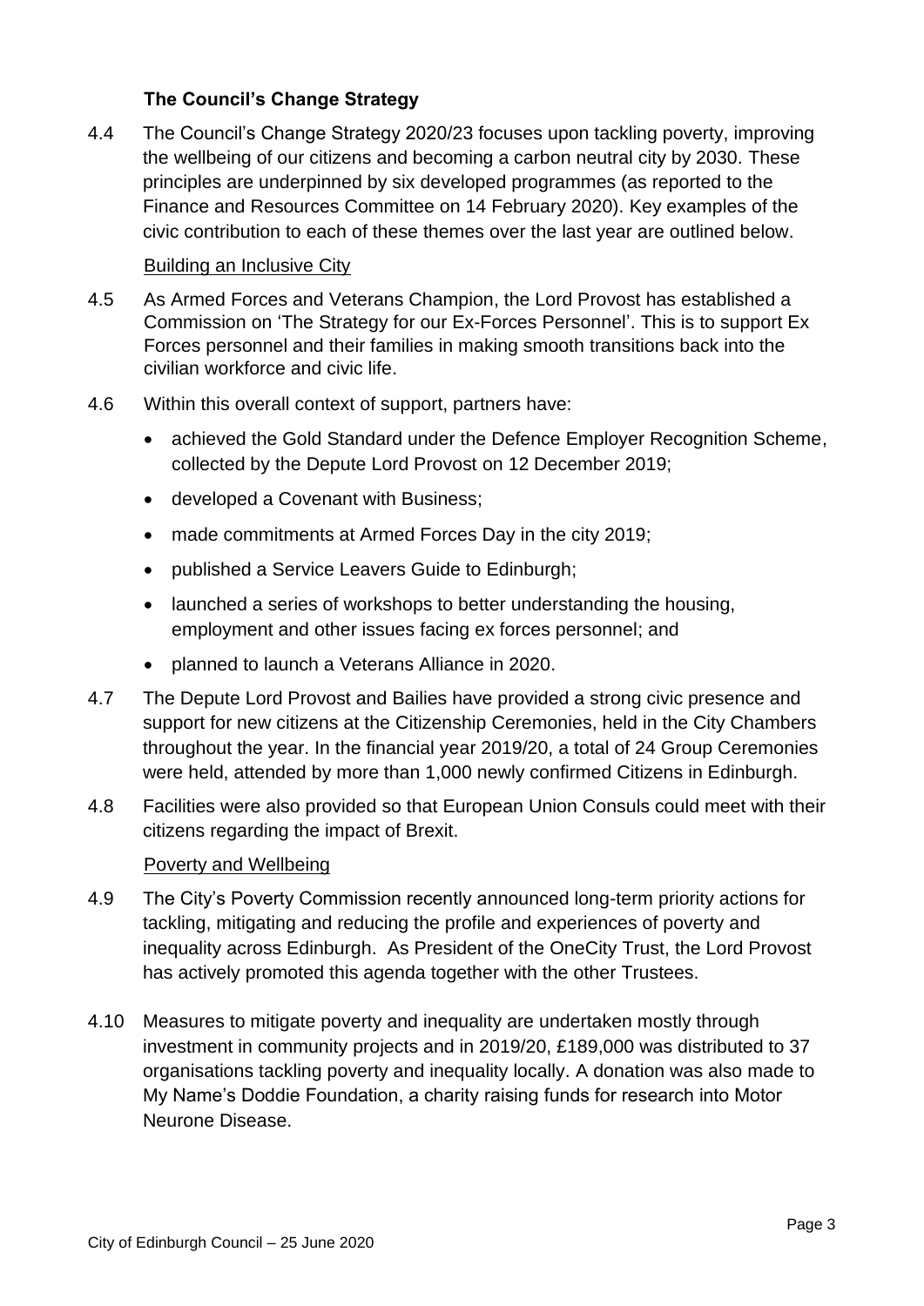### The Council's Change Strategy

4.4 The Council's Change Strategy 2020/23 focuses upon tackling poverty, improving the wellbeing of our citizens and becoming a carbon neutral city by 2030. These principles are underpinned by six developed programmes (as reported to the Finance and Resources Committee on 14 February 2020). Key examples of the civic contribution to each of these themes over the last year are outlined below.

Building an Inclusive City

4.5 As Armed Forces and Veterans Champion, the Lord Provost has established a Commission on 'The Strategy for our Ex-Forces Personnel'. This is to support Ex Forces personnel and their families in making smooth transitions back into the civilian workforce and civic life.

4.6 Within this overall context of support, partners have:

- achieved the Gold Standard under the Defence Employer Recognition Scheme, collected by the Depute Lord Provost on 12 December 2019;
- developed a Covenant with Business;
- made commitments at Armed Forces Day in the city 2019;
- published a Service Leavers Guide to Edinburgh;
- launched a series of workshops to better understanding the housing, employment and other issues facing ex forces personnel; and
- planned to launch a Veterans Alliance in 2020.

4.7 The Depute Lord Provost and Bailies have provided a strong civic presence and support for new citizens at the Citizenship Ceremonies, held in the City Chambers throughout the year. In the financial year 2019/20, a total of 24 Group Ceremonies were held, attended by more than 1,000 newly confirmed Citizens in Edinburgh.

4.8 Facilities were also provided so that European Union Consuls could meet with their citizens regarding the impact of Brexit.

Poverty and Wellbeing

4.9 The City's Poverty Commission recently announced long-term priority actions for tackling, mitigating and reducing the profile and experiences of poverty and inequality across Edinburgh. As President of the OneCity Trust, the Lord Provost has actively promoted this agenda together with the other Trustees.

4.10 Measures to mitigate poverty and inequality are undertaken mostly through investment in community projects and in 2019/20, £189,000 was distributed to 37 organisations tackling poverty and inequality locally. A donation was also made to My Name's Doddie Foundation, a charity raising funds for research into Motor Neurone Disease.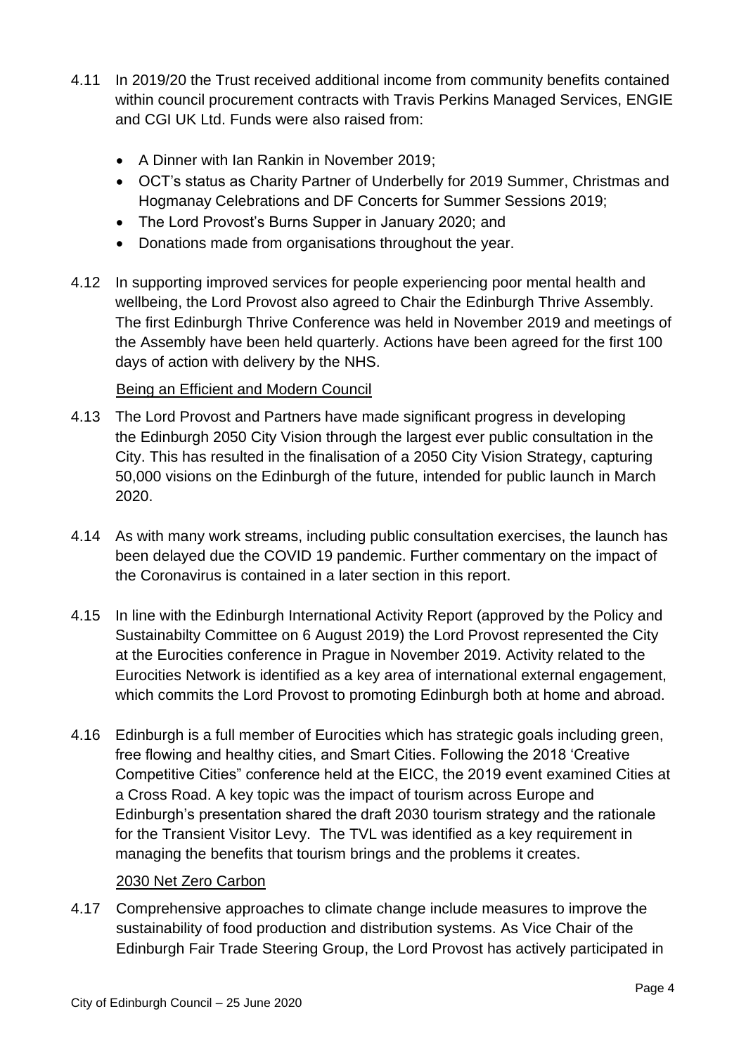4.11 In 2019/20 the Trust received additional income from community benefits contained within council procurement contracts with Travis Perkins Managed Services, ENGIE and CGI UK Ltd. Funds were also raised from:

- A Dinner with Ian Rankin in November 2019;
- OCT's status as Charity Partner of Underbelly for 2019 Summer, Christmas and Hogmanay Celebrations and DF Concerts for Summer Sessions 2019;
- The Lord Provost's Burns Supper in January 2020; and
- Donations made from organisations throughout the year.

4.12 In supporting improved services for people experiencing poor mental health and wellbeing, the Lord Provost also agreed to Chair the Edinburgh Thrive Assembly. The first Edinburgh Thrive Conference was held in November 2019 and meetings of the Assembly have been held quarterly. Actions have been agreed for the first 100 days of action with delivery by the NHS.

Being an Efficient and Modern Council

4.13 The Lord Provost and Partners have made significant progress in developing the Edinburgh 2050 City Vision through the largest ever public consultation in the City. This has resulted in the finalisation of a 2050 City Vision Strategy, capturing 50,000 visions on the Edinburgh of the future, intended for public launch in March 2020.

4.14 As with many work streams, including public consultation exercises, the launch has been delayed due the COVID 19 pandemic. Further commentary on the impact of the Coronavirus is contained in a later section in this report.

4.15 In line with the Edinburgh International Activity Report (approved by the Policy and Sustainabilty Committee on 6 August 2019) the Lord Provost represented the City at the Eurocities conference in Prague in November 2019. Activity related to the Eurocities Network is identified as a key area of international external engagement, which commits the Lord Provost to promoting Edinburgh both at home and abroad.

4.16 Edinburgh is a full member of Eurocities which has strategic goals including green, free flowing and healthy cities, and Smart Cities. Following the 2018 'Creative Competitive Cities" conference held at the EICC, the 2019 event examined Cities at a Cross Road. A key topic was the impact of tourism across Europe and Edinburgh's presentation shared the draft 2030 tourism strategy and the rationale for the Transient Visitor Levy. The TVL was identified as a key requirement in managing the benefits that tourism brings and the problems it creates.

2030 Net Zero Carbon

4.17 Comprehensive approaches to climate change include measures to improve the sustainability of food production and distribution systems. As Vice Chair of the Edinburgh Fair Trade Steering Group, the Lord Provost has actively participated in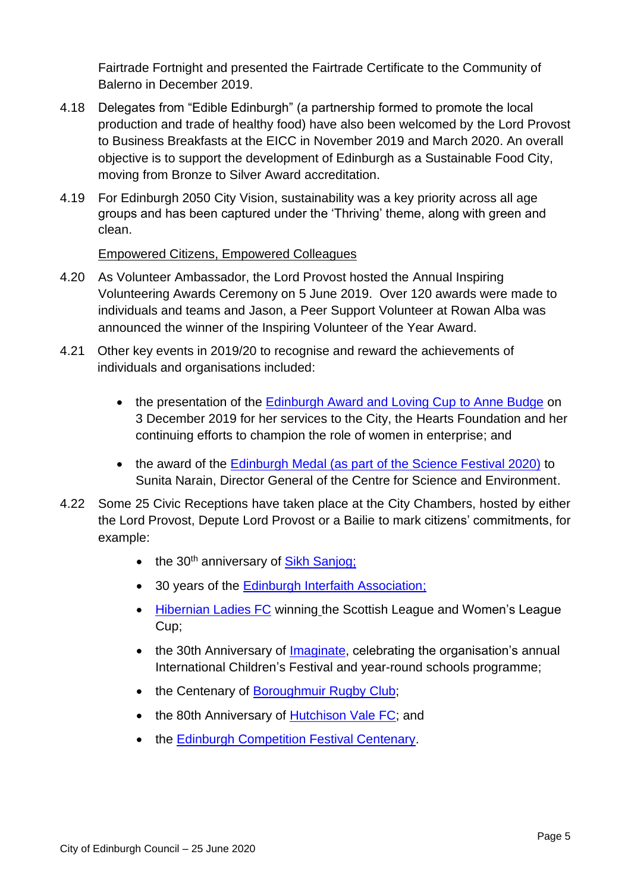Fairtrade Fortnight and presented the Fairtrade Certificate to the Community of Balerno in December 2019.

4.18 Delegates from "Edible Edinburgh" (a partnership formed to promote the local production and trade of healthy food) have also been welcomed by the Lord Provost to Business Breakfasts at the EICC in November 2019 and March 2020. An overall objective is to support the development of Edinburgh as a Sustainable Food City, moving from Bronze to Silver Award accreditation.

4.19 For Edinburgh 2050 City Vision, sustainability was a key priority across all age groups and has been captured under the 'Thriving' theme, along with green and clean.

Empowered Citizens, Empowered Colleagues

4.20 As Volunteer Ambassador, the Lord Provost hosted the Annual Inspiring Volunteering Awards Ceremony on 5 June 2019. Over 120 awards were made to individuals and teams and Jason, a Peer Support Volunteer at Rowan Alba was announced the winner of the Inspiring Volunteer of the Year Award.

4.21 Other key events in 2019/20 to recognise and reward the achievements of individuals and organisations included:

- the presentation of the Edinburgh Award and Loving Cup to Anne Budge on 3 December 2019 for her services to the City, the Hearts Foundation and her continuing efforts to champion the role of women in enterprise; and
- the award of the Edinburgh Medal (as part of the Science Festival 2020) to Sunita Narain, Director General of the Centre for Science and Environment.

4.22 Some 25 Civic Receptions have taken place at the City Chambers, hosted by either the Lord Provost, Depute Lord Provost or a Bailie to mark citizens' commitments, for example:

- the 30th anniversary of Sikh Sanjog;
- 30 years of the Edinburgh Interfaith Association;
- Hibernian Ladies FC winning the Scottish League and Women's League Cup;
- the 30th Anniversary of Imaginate, celebrating the organisation's annual International Children's Festival and year-round schools programme;
- the Centenary of Boroughmuir Rugby Club;
- the 80th Anniversary of Hutchison Vale FC; and
- the Edinburgh Competition Festival Centenary.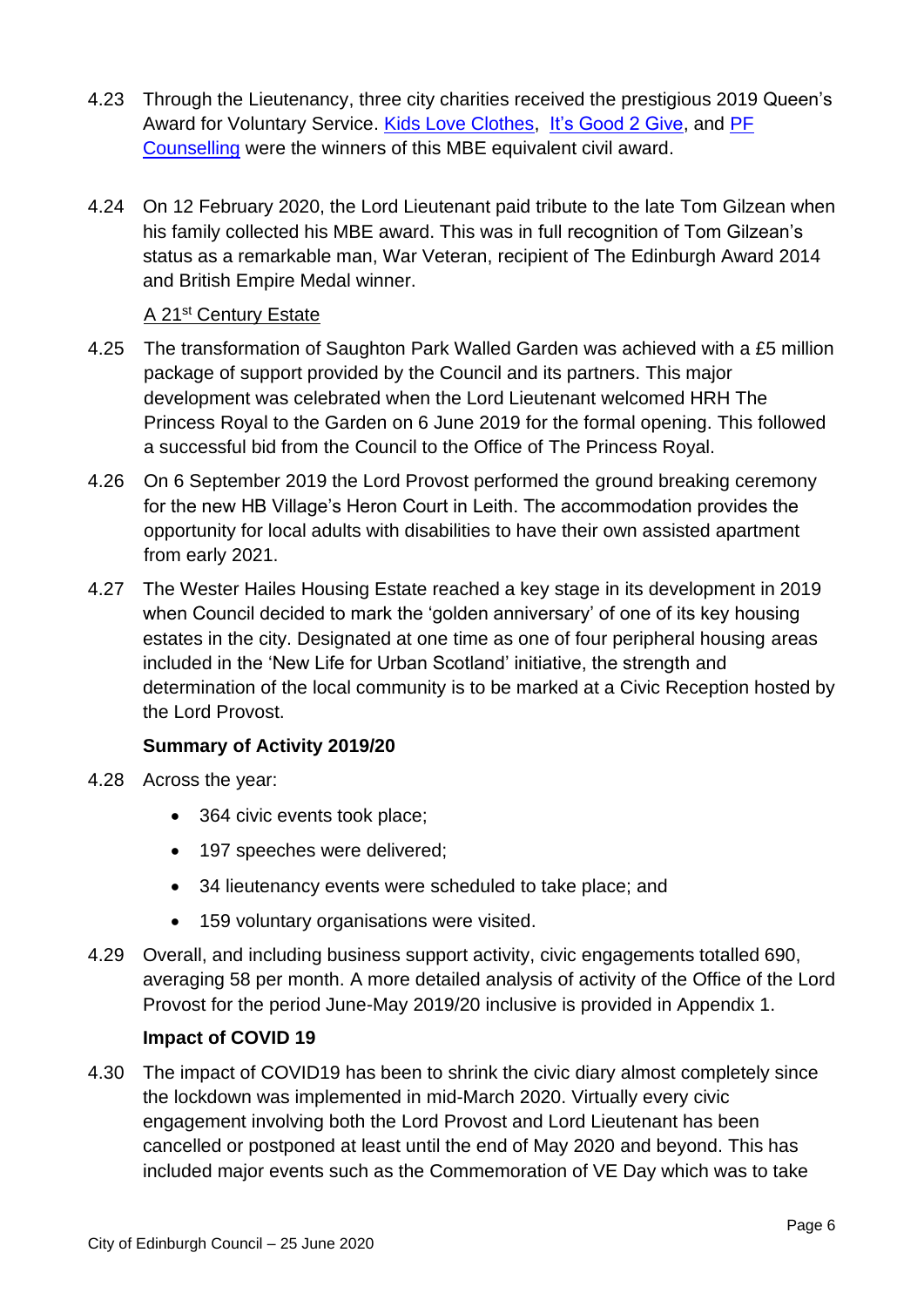4.23 Through the Lieutenancy, three city charities received the prestigious 2019 Queen's Award for Voluntary Service. [Kids Love Clothes](), [It's Good 2 Give](), and [PF Counselling]() were the winners of this MBE equivalent civil award.

4.24 On 12 February 2020, the Lord Lieutenant paid tribute to the late Tom Gilzean when his family collected his MBE award. This was in full recognition of Tom Gilzean's status as a remarkable man, War Veteran, recipient of The Edinburgh Award 2014 and British Empire Medal winner.

A 21st Century Estate

4.25 The transformation of Saughton Park Walled Garden was achieved with a £5 million package of support provided by the Council and its partners. This major development was celebrated when the Lord Lieutenant welcomed HRH The Princess Royal to the Garden on 6 June 2019 for the formal opening. This followed a successful bid from the Council to the Office of The Princess Royal.

4.26 On 6 September 2019 the Lord Provost performed the ground breaking ceremony for the new HB Village's Heron Court in Leith. The accommodation provides the opportunity for local adults with disabilities to have their own assisted apartment from early 2021.

4.27 The Wester Hailes Housing Estate reached a key stage in its development in 2019 when Council decided to mark the 'golden anniversary' of one of its key housing estates in the city. Designated at one time as one of four peripheral housing areas included in the 'New Life for Urban Scotland' initiative, the strength and determination of the local community is to be marked at a Civic Reception hosted by the Lord Provost.

**Summary of Activity 2019/20**

4.28 Across the year:

- 364 civic events took place;
- 197 speeches were delivered;
- 34 lieutenancy events were scheduled to take place; and
- 159 voluntary organisations were visited.

4.29 Overall, and including business support activity, civic engagements totalled 690, averaging 58 per month. A more detailed analysis of activity of the Office of the Lord Provost for the period June-May 2019/20 inclusive is provided in Appendix 1.

**Impact of COVID 19**

4.30 The impact of COVID19 has been to shrink the civic diary almost completely since the lockdown was implemented in mid-March 2020. Virtually every civic engagement involving both the Lord Provost and Lord Lieutenant has been cancelled or postponed at least until the end of May 2020 and beyond. This has included major events such as the Commemoration of VE Day which was to take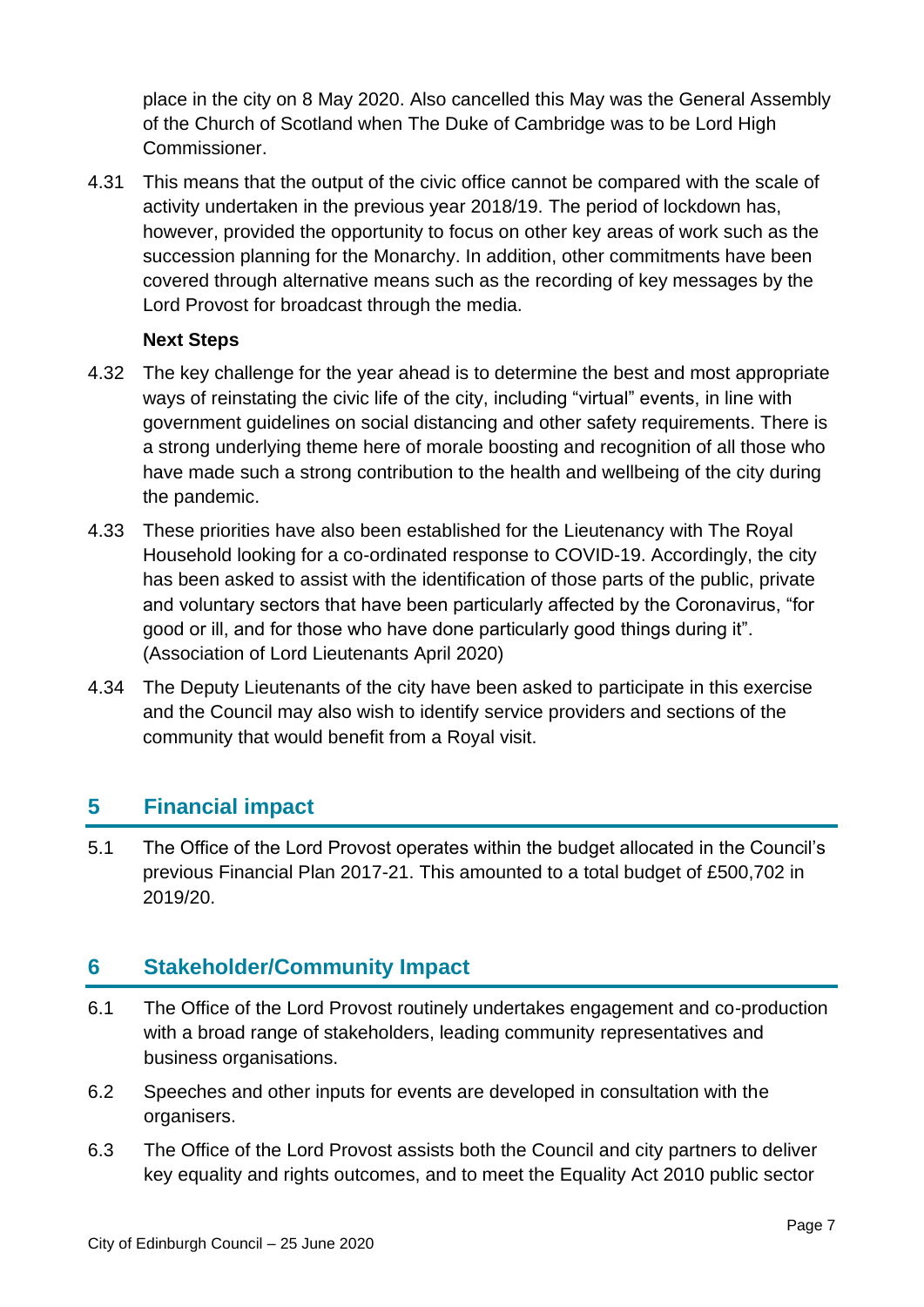place in the city on 8 May 2020. Also cancelled this May was the General Assembly of the Church of Scotland when The Duke of Cambridge was to be Lord High Commissioner.

4.31 This means that the output of the civic office cannot be compared with the scale of activity undertaken in the previous year 2018/19. The period of lockdown has, however, provided the opportunity to focus on other key areas of work such as the succession planning for the Monarchy. In addition, other commitments have been covered through alternative means such as the recording of key messages by the Lord Provost for broadcast through the media.

**Next Steps**

4.32 The key challenge for the year ahead is to determine the best and most appropriate ways of reinstating the civic life of the city, including "virtual" events, in line with government guidelines on social distancing and other safety requirements. There is a strong underlying theme here of morale boosting and recognition of all those who have made such a strong contribution to the health and wellbeing of the city during the pandemic.

4.33 These priorities have also been established for the Lieutenancy with The Royal Household looking for a co-ordinated response to COVID-19. Accordingly, the city has been asked to assist with the identification of those parts of the public, private and voluntary sectors that have been particularly affected by the Coronavirus, "for good or ill, and for those who have done particularly good things during it". (Association of Lord Lieutenants April 2020)

4.34 The Deputy Lieutenants of the city have been asked to participate in this exercise and the Council may also wish to identify service providers and sections of the community that would benefit from a Royal visit.

## 5 Financial impact

5.1 The Office of the Lord Provost operates within the budget allocated in the Council's previous Financial Plan 2017-21. This amounted to a total budget of £500,702 in 2019/20.

## 6 Stakeholder/Community Impact

6.1 The Office of the Lord Provost routinely undertakes engagement and co-production with a broad range of stakeholders, leading community representatives and business organisations.

6.2 Speeches and other inputs for events are developed in consultation with the organisers.

6.3 The Office of the Lord Provost assists both the Council and city partners to deliver key equality and rights outcomes, and to meet the Equality Act 2010 public sector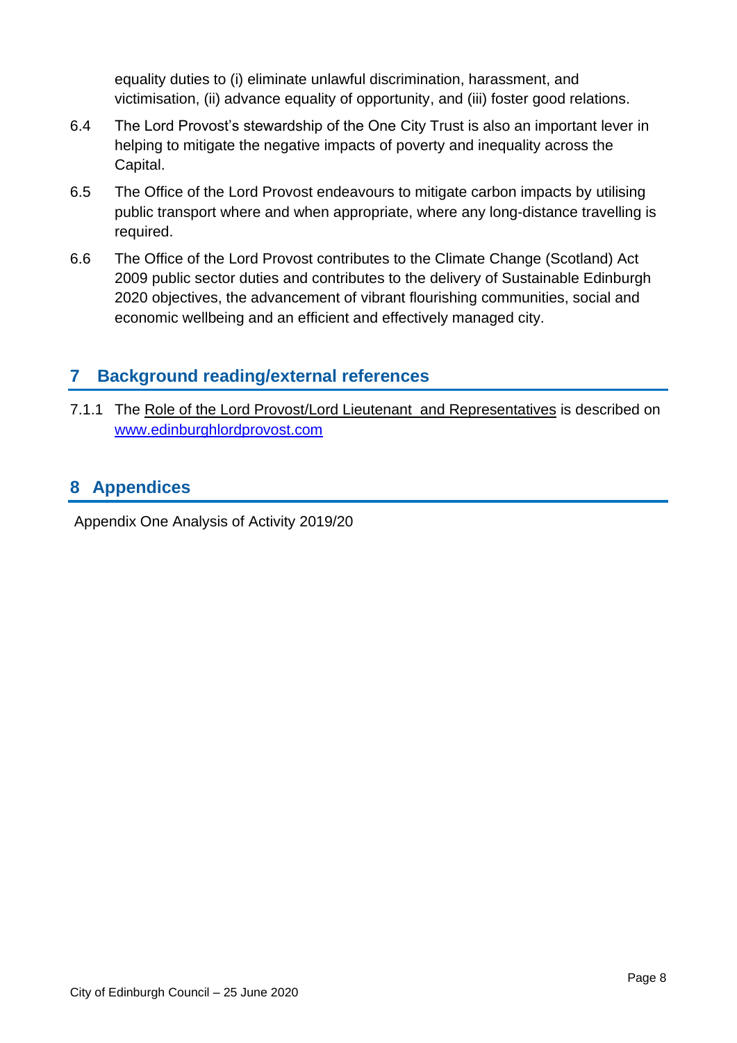equality duties to (i) eliminate unlawful discrimination, harassment, and victimisation, (ii) advance equality of opportunity, and (iii) foster good relations.

6.4 The Lord Provost's stewardship of the One City Trust is also an important lever in helping to mitigate the negative impacts of poverty and inequality across the Capital.

6.5 The Office of the Lord Provost endeavours to mitigate carbon impacts by utilising public transport where and when appropriate, where any long-distance travelling is required.

6.6 The Office of the Lord Provost contributes to the Climate Change (Scotland) Act 2009 public sector duties and contributes to the delivery of Sustainable Edinburgh 2020 objectives, the advancement of vibrant flourishing communities, social and economic wellbeing and an efficient and effectively managed city.

## 7 Background reading/external references

7.1.1 The Role of the Lord Provost/Lord Lieutenant and Representatives is described on www.edinburghlordprovost.com

## 8 Appendices

Appendix One Analysis of Activity 2019/20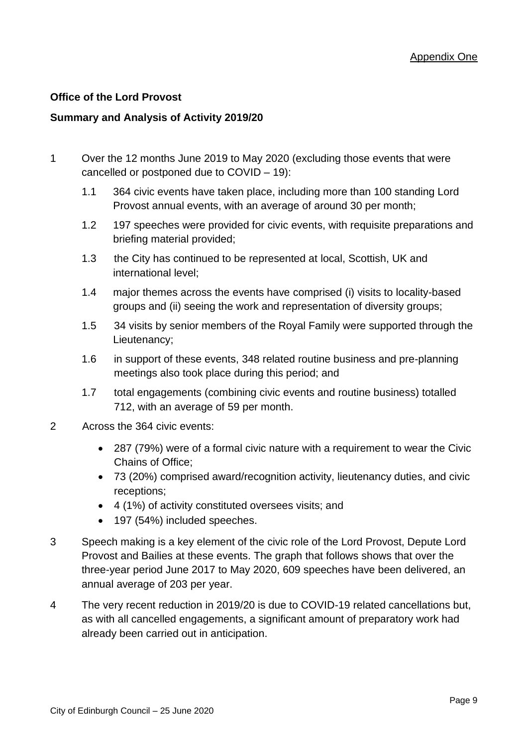Appendix One

**Office of the Lord Provost**

**Summary and Analysis of Activity 2019/20**

1 Over the 12 months June 2019 to May 2020 (excluding those events that were cancelled or postponed due to COVID – 19):

   1.1 364 civic events have taken place, including more than 100 standing Lord Provost annual events, with an average of around 30 per month;

   1.2 197 speeches were provided for civic events, with requisite preparations and briefing material provided;

   1.3 the City has continued to be represented at local, Scottish, UK and international level;

   1.4 major themes across the events have comprised (i) visits to locality-based groups and (ii) seeing the work and representation of diversity groups;

   1.5 34 visits by senior members of the Royal Family were supported through the Lieutenancy;

   1.6 in support of these events, 348 related routine business and pre-planning meetings also took place during this period; and

   1.7 total engagements (combining civic events and routine business) totalled 712, with an average of 59 per month.

2 Across the 364 civic events:

- 287 (79%) were of a formal civic nature with a requirement to wear the Civic Chains of Office;
- 73 (20%) comprised award/recognition activity, lieutenancy duties, and civic receptions;
- 4 (1%) of activity constituted oversees visits; and
- 197 (54%) included speeches.

3 Speech making is a key element of the civic role of the Lord Provost, Depute Lord Provost and Bailies at these events. The graph that follows shows that over the three-year period June 2017 to May 2020, 609 speeches have been delivered, an annual average of 203 per year.

4 The very recent reduction in 2019/20 is due to COVID-19 related cancellations but, as with all cancelled engagements, a significant amount of preparatory work had already been carried out in anticipation.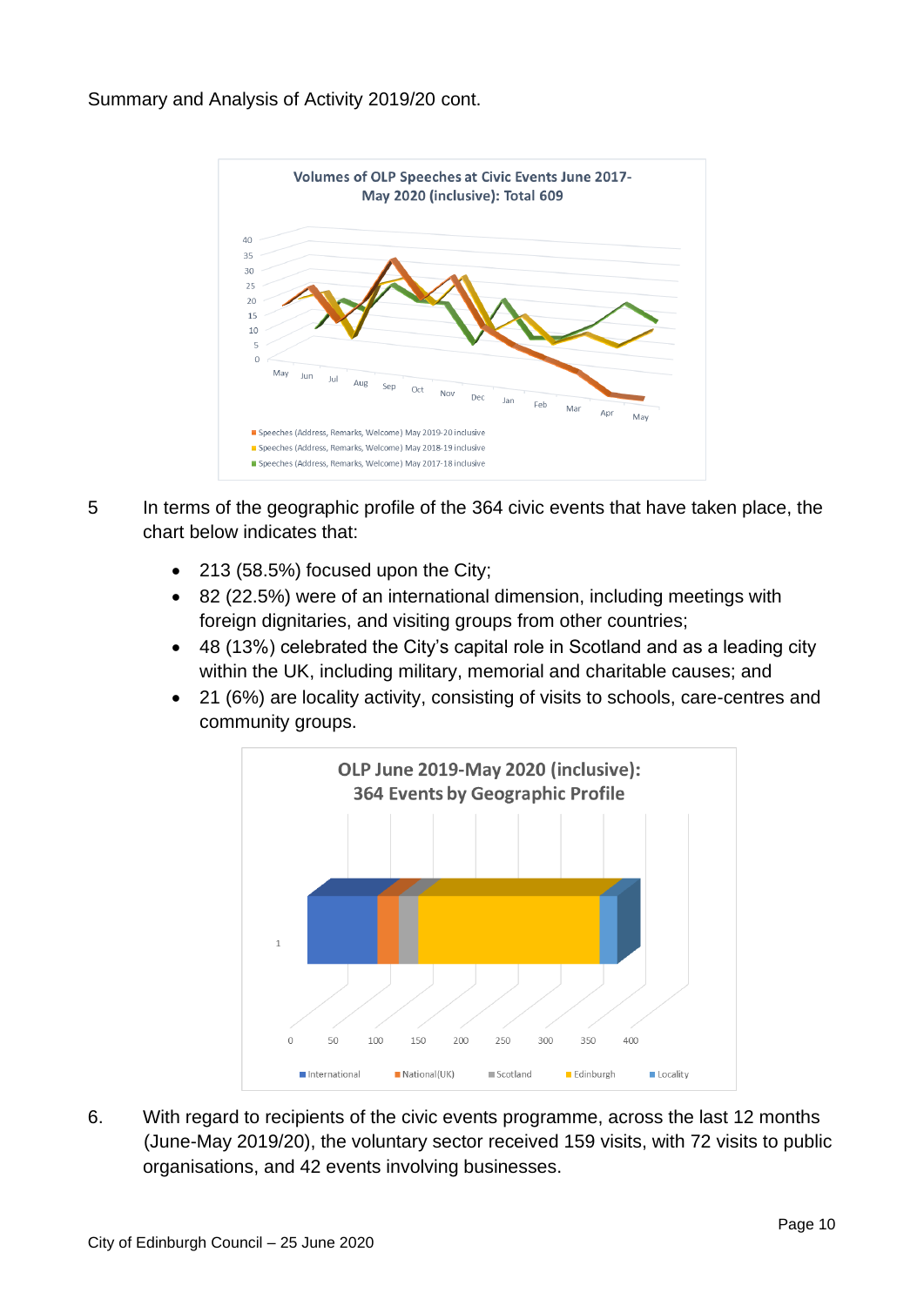Summary and Analysis of Activity 2019/20 cont.

Volumes of OLP Speeches at Civic Events June 2017-May 2020 (inclusive): Total 609

40
35
30
25
20
15
10
5
0

May Jun Jul Aug Sep Oct Nov Dec Jan Feb Mar Apr May

Speeches (Address, Remarks, Welcome) May 2019-20 inclusive
Speeches (Address, Remarks, Welcome) May 2018-19 inclusive
Speeches (Address, Remarks, Welcome) May 2017-18 inclusive

5 In terms of the geographic profile of the 364 civic events that have taken place, the chart below indicates that:

- 213 (58.5%) focused upon the City;
- 82 (22.5%) were of an international dimension, including meetings with foreign dignitaries, and visiting groups from other countries;
- 48 (13%) celebrated the City's capital role in Scotland and as a leading city within the UK, including military, memorial and charitable causes; and
- 21 (6%) are locality activity, consisting of visits to schools, care-centres and community groups.

OLP June 2019-May 2020 (inclusive): 364 Events by Geographic Profile

1

0 50 100 150 200 250 300 350 400

International National(UK) Scotland Edinburgh Locality

6. With regard to recipients of the civic events programme, across the last 12 months (June-May 2019/20), the voluntary sector received 159 visits, with 72 visits to public organisations, and 42 events involving businesses.

City of Edinburgh Council – 25 June 2020